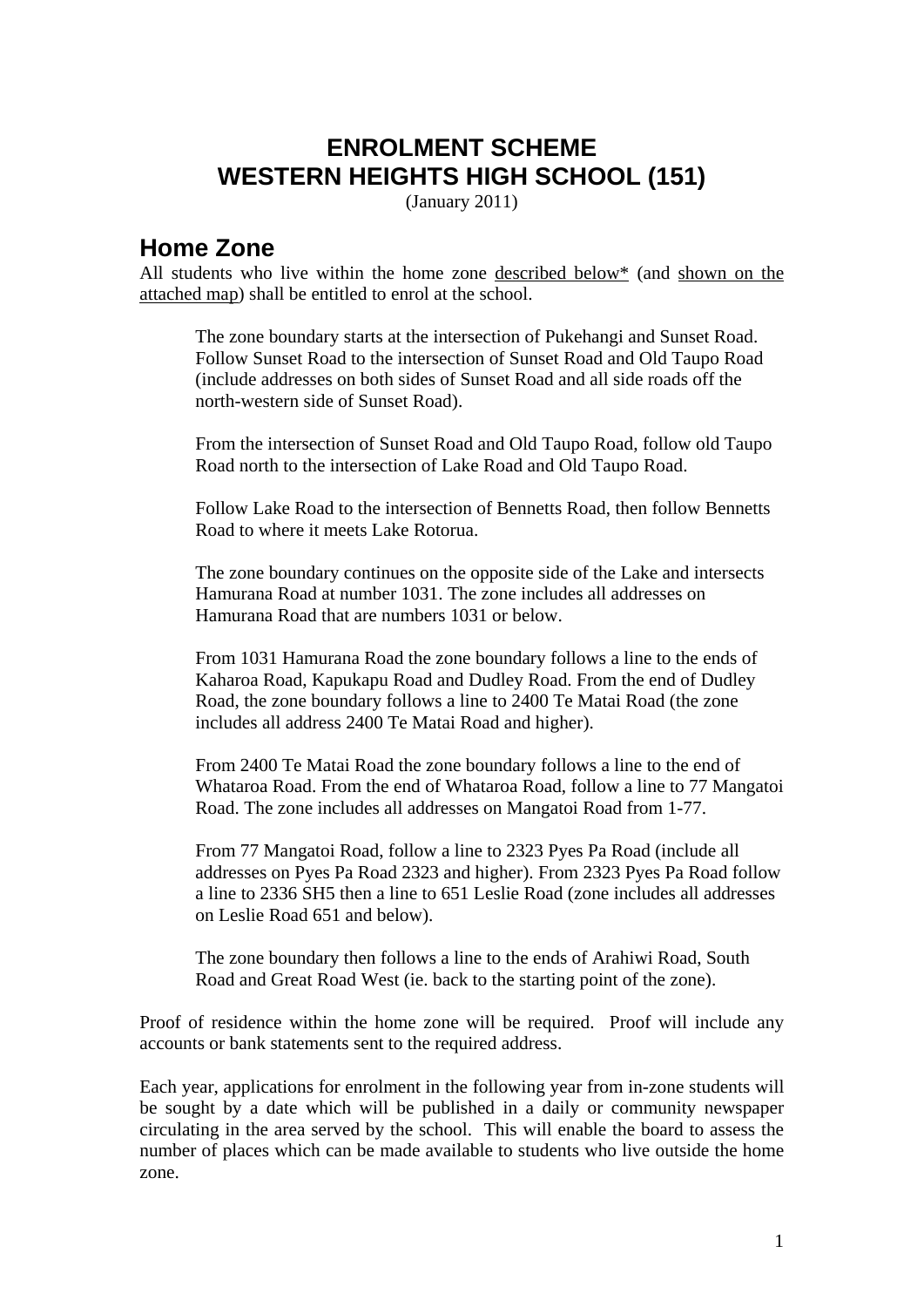# ENROLMENT SCHEME
# WESTERN HEIGHTS HIGH SCHOOL (151)

(January 2011)

## Home Zone

All students who live within the home zone described below* (and shown on the attached map) shall be entitled to enrol at the school.

> The zone boundary starts at the intersection of Pukehangi and Sunset Road. Follow Sunset Road to the intersection of Sunset Road and Old Taupo Road (include addresses on both sides of Sunset Road and all side roads off the north-western side of Sunset Road).
>
> From the intersection of Sunset Road and Old Taupo Road, follow old Taupo Road north to the intersection of Lake Road and Old Taupo Road.
>
> Follow Lake Road to the intersection of Bennetts Road, then follow Bennetts Road to where it meets Lake Rotorua.
>
> The zone boundary continues on the opposite side of the Lake and intersects Hamurana Road at number 1031. The zone includes all addresses on Hamurana Road that are numbers 1031 or below.
>
> From 1031 Hamurana Road the zone boundary follows a line to the ends of Kaharoa Road, Kapukapu Road and Dudley Road. From the end of Dudley Road, the zone boundary follows a line to 2400 Te Matai Road (the zone includes all address 2400 Te Matai Road and higher).
>
> From 2400 Te Matai Road the zone boundary follows a line to the end of Whataroa Road. From the end of Whataroa Road, follow a line to 77 Mangatoi Road. The zone includes all addresses on Mangatoi Road from 1-77.
>
> From 77 Mangatoi Road, follow a line to 2323 Pyes Pa Road (include all addresses on Pyes Pa Road 2323 and higher). From 2323 Pyes Pa Road follow a line to 2336 SH5 then a line to 651 Leslie Road (zone includes all addresses on Leslie Road 651 and below).
>
> The zone boundary then follows a line to the ends of Arahiwi Road, South Road and Great Road West (ie. back to the starting point of the zone).

Proof of residence within the home zone will be required. Proof will include any accounts or bank statements sent to the required address.

Each year, applications for enrolment in the following year from in-zone students will be sought by a date which will be published in a daily or community newspaper circulating in the area served by the school. This will enable the board to assess the number of places which can be made available to students who live outside the home zone.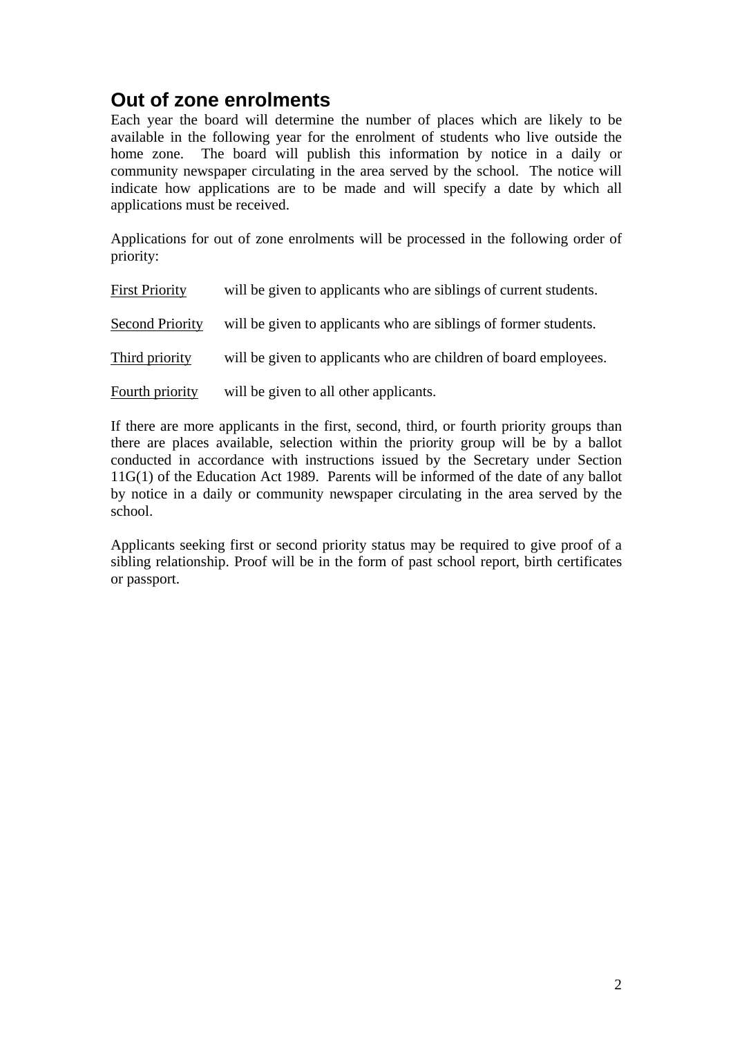## Out of zone enrolments

Each year the board will determine the number of places which are likely to be available in the following year for the enrolment of students who live outside the home zone. The board will publish this information by notice in a daily or community newspaper circulating in the area served by the school. The notice will indicate how applications are to be made and will specify a date by which all applications must be received.

Applications for out of zone enrolments will be processed in the following order of priority:

<u>First Priority</u> will be given to applicants who are siblings of current students.

<u>Second Priority</u> will be given to applicants who are siblings of former students.

<u>Third priority</u> will be given to applicants who are children of board employees.

<u>Fourth priority</u> will be given to all other applicants.

If there are more applicants in the first, second, third, or fourth priority groups than there are places available, selection within the priority group will be by a ballot conducted in accordance with instructions issued by the Secretary under Section 11G(1) of the Education Act 1989. Parents will be informed of the date of any ballot by notice in a daily or community newspaper circulating in the area served by the school.

Applicants seeking first or second priority status may be required to give proof of a sibling relationship. Proof will be in the form of past school report, birth certificates or passport.